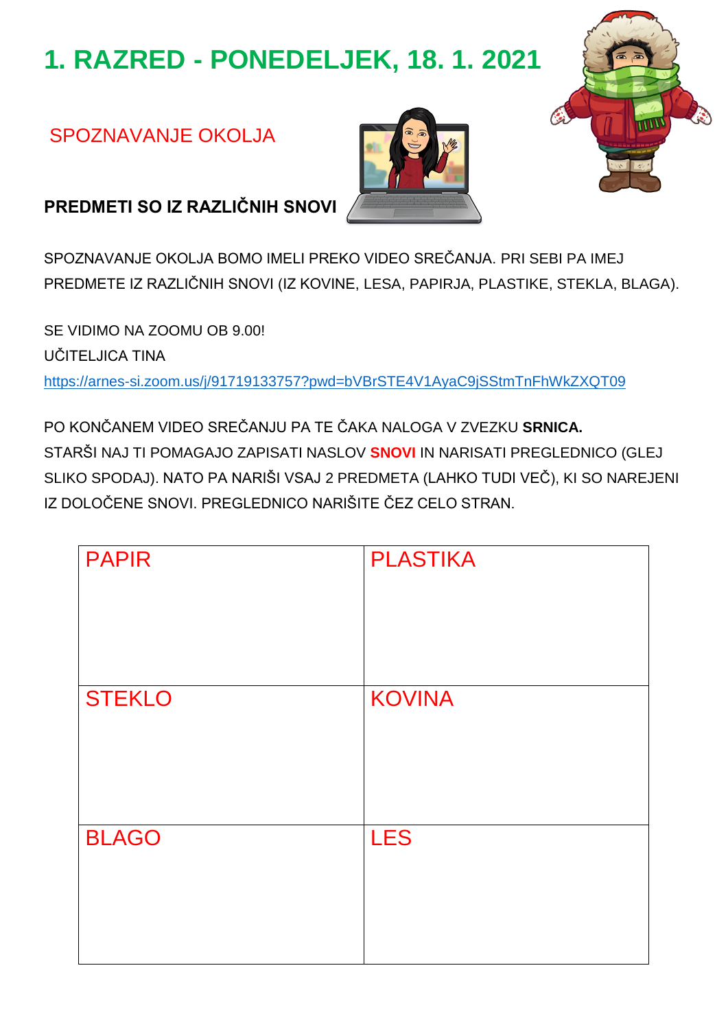# 1. RAZRED - PONEDELJEK, 18. 1. 2021

## SPOZNAVANJE OKOLJA

### PREDMETI SO IZ RAZLIČNIH SNOVI

SPOZNAVANJE OKOLJA BOMO IMELI PREKO VIDEO SREČANJA. PRI SEBI PA IMEJ PREDMETE IZ RAZLIČNIH SNOVI (IZ KOVINE, LESA, PAPIRJA, PLASTIKE, STEKLA, BLAGA).

SE VIDIMO NA ZOOMU OB 9.00!
UČITELJICA TINA
https://arnes-si.zoom.us/j/91719133757?pwd=bVBrSTE4V1AyaC9jSStmTnFhWkZXQT09

PO KONČANEM VIDEO SREČANJU PA TE ČAKA NALOGA V ZVEZKU **SRNICA.**
STARŠI NAJ TI POMAGAJO ZAPISATI NASLOV **SNOVI** IN NARISATI PREGLEDNICO (GLEJ SLIKO SPODAJ). NATO PA NARIŠI VSAJ 2 PREDMETA (LAHKO TUDI VEČ), KI SO NAREJENI IZ DOLOČENE SNOVI. PREGLEDNICO NARIŠITE ČEZ CELO STRAN.

| PAPIR | PLASTIKA |
| --- | --- |
| STEKLO | KOVINA |
| BLAGO | LES |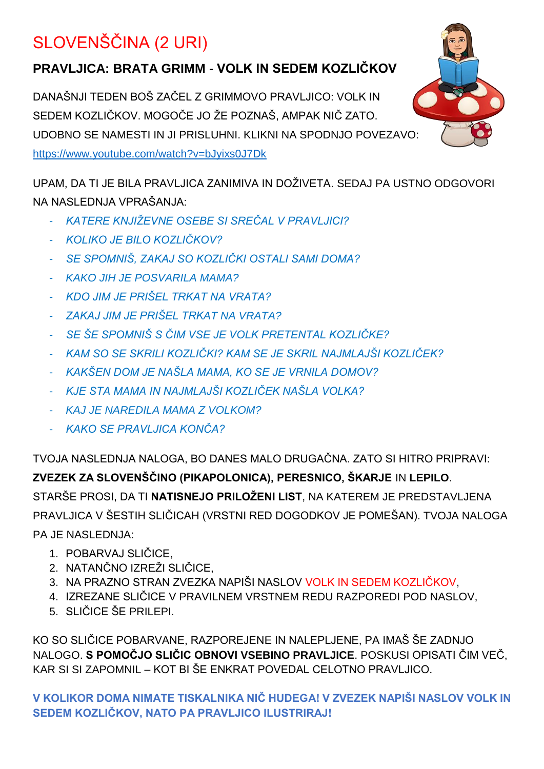# SLOVENŠČINA (2 URI)

## PRAVLJICA: BRATA GRIMM - VOLK IN SEDEM KOZLIČKOV

DANAŠNJI TEDEN BOŠ ZAČEL Z GRIMMOVO PRAVLJICO: VOLK IN SEDEM KOZLIČKOV. MOGOČE JO ŽE POZNAŠ, AMPAK NIČ ZATO. UDOBNO SE NAMESTI IN JI PRISLUHNI. KLIKNI NA SPODNJO POVEZAVO: https://www.youtube.com/watch?v=bJyixs0J7Dk

UPAM, DA TI JE BILA PRAVLJICA ZANIMIVA IN DOŽIVETA. SEDAJ PA USTNO ODGOVORI NA NASLEDNJA VPRAŠANJA:

- *KATERE KNJIŽEVNE OSEBE SI SREČAL V PRAVLJICI?*
- *KOLIKO JE BILO KOZLIČKOV?*
- *SE SPOMNIŠ, ZAKAJ SO KOZLIČKI OSTALI SAMI DOMA?*
- *KAKO JIH JE POSVARILA MAMA?*
- *KDO JIM JE PRIŠEL TRKAT NA VRATA?*
- *ZAKAJ JIM JE PRIŠEL TRKAT NA VRATA?*
- *SE ŠE SPOMNIŠ S ČIM VSE JE VOLK PRETENTAL KOZLIČKE?*
- *KAM SO SE SKRILI KOZLIČKI? KAM SE JE SKRIL NAJMLAJŠI KOZLIČEK?*
- *KAKŠEN DOM JE NAŠLA MAMA, KO SE JE VRNILA DOMOV?*
- *KJE STA MAMA IN NAJMLAJŠI KOZLIČEK NAŠLA VOLKA?*
- *KAJ JE NAREDILA MAMA Z VOLKOM?*
- *KAKO SE PRAVLJICA KONČA?*

TVOJA NASLEDNJA NALOGA, BO DANES MALO DRUGAČNA. ZATO SI HITRO PRIPRAVI: **ZVEZEK ZA SLOVENŠČINO (PIKAPOLONICA), PERESNICO, ŠKARJE** IN **LEPILO**. STARŠE PROSI, DA TI **NATISNEJO PRILOŽENI LIST**, NA KATEREM JE PREDSTAVLJENA PRAVLJICA V ŠESTIH SLIČICAH (VRSTNI RED DOGODKOV JE POMEŠAN). TVOJA NALOGA PA JE NASLEDNJA:

1. POBARVAJ SLIČICE,
2. NATANČNO IZREŽI SLIČICE,
3. NA PRAZNO STRAN ZVEZKA NAPIŠI NASLOV VOLK IN SEDEM KOZLIČKOV,
4. IZREZANE SLIČICE V PRAVILNEM VRSTNEM REDU RAZPOREDI POD NASLOV,
5. SLIČICE ŠE PRILEPI.

KO SO SLIČICE POBARVANE, RAZPOREJENE IN NALEPLJENE, PA IMAŠ ŠE ZADNJO NALOGO. **S POMOČJO SLIČIC OBNOVI VSEBINO PRAVLJICE**. POSKUSI OPISATI ČIM VEČ, KAR SI SI ZAPOMNIL – KOT BI ŠE ENKRAT POVEDAL CELOTNO PRAVLJICO.

**V KOLIKOR DOMA NIMATE TISKALNIKA NIČ HUDEGA! V ZVEZEK NAPIŠI NASLOV VOLK IN SEDEM KOZLIČKOV, NATO PA PRAVLJICO ILUSTRIRAJ!**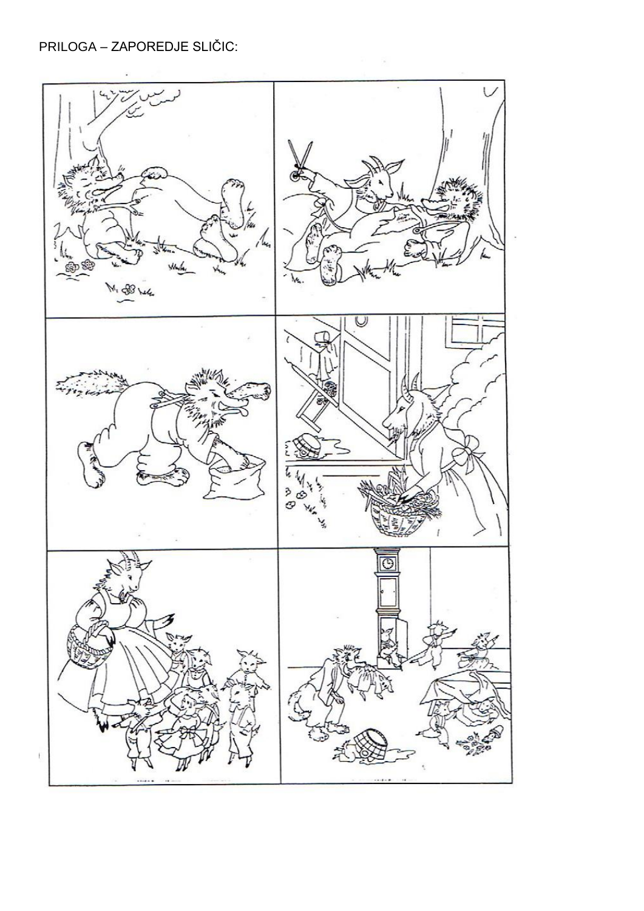PRILOGA – ZAPOREDJE SLIČIC: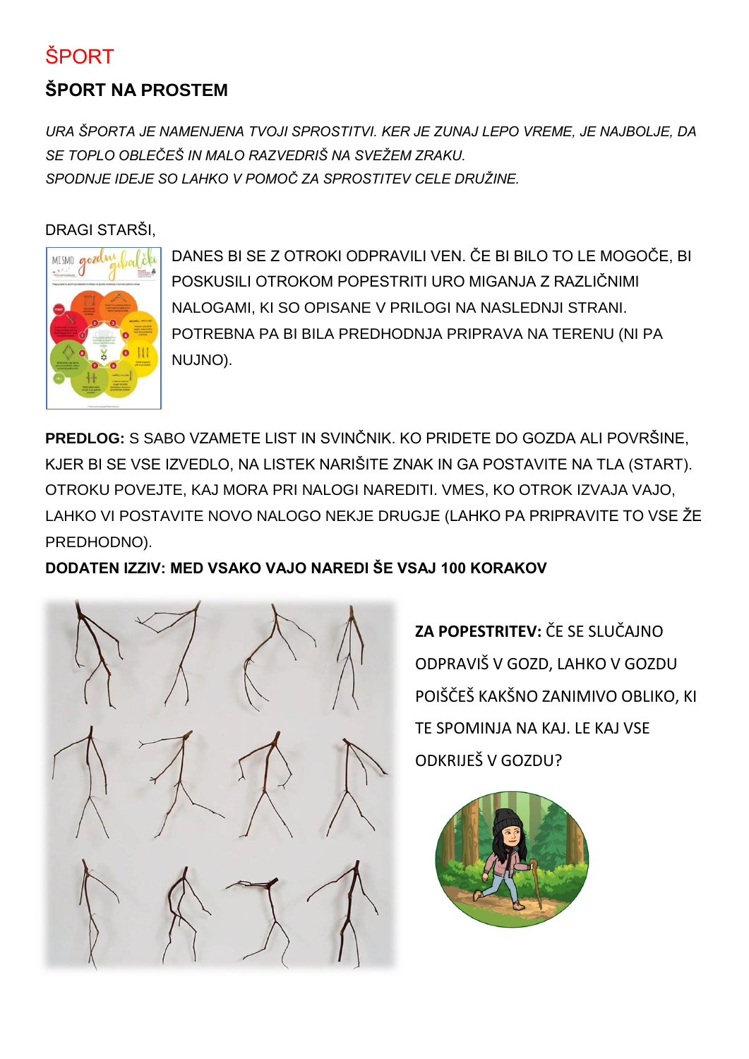# ŠPORT

## ŠPORT NA PROSTEM

*URA ŠPORTA JE NAMENJENA TVOJI SPROSTITVI. KER JE ZUNAJ LEPO VREME, JE NAJBOLJE, DA SE TOPLO OBLEČEŠ IN MALO RAZVEDRIŠ NA SVEŽEM ZRAKU.*
*SPODNJE IDEJE SO LAHKO V POMOČ ZA SPROSTITEV CELE DRUŽINE.*

DRAGI STARŠI,

DANES BI SE Z OTROKI ODPRAVILI VEN. ČE BI BILO TO LE MOGOČE, BI POSKUSILI OTROKOM POPESTRITI URO MIGANJA Z RAZLIČNIMI NALOGAMI, KI SO OPISANE V PRILOGI NA NASLEDNJI STRANI. POTREBNA PA BI BILA PREDHODNJA PRIPRAVA NA TERENU (NI PA NUJNO).

**PREDLOG:** S SABO VZAMETE LIST IN SVINČNIK. KO PRIDETE DO GOZDA ALI POVRŠINE, KJER BI SE VSE IZVEDLO, NA LISTEK NARIŠITE ZNAK IN GA POSTAVITE NA TLA (START). OTROKU POVEJTE, KAJ MORA PRI NALOGI NAREDITI. VMES, KO OTROK IZVAJA VAJO, LAHKO VI POSTAVITE NOVO NALOGO NEKJE DRUGJE (LAHKO PA PRIPRAVITE TO VSE ŽE PREDHODNO).

**DODATEN IZZIV: MED VSAKO VAJO NAREDI ŠE VSAJ 100 KORAKOV**

**ZA POPESTRITEV:** ČE SE SLUČAJNO ODPRAVIŠ V GOZD, LAHKO V GOZDU POIŠČEŠ KAKŠNO ZANIMIVO OBLIKO, KI TE SPOMINJA NA KAJ. LE KAJ VSE ODKRIJEŠ V GOZDU?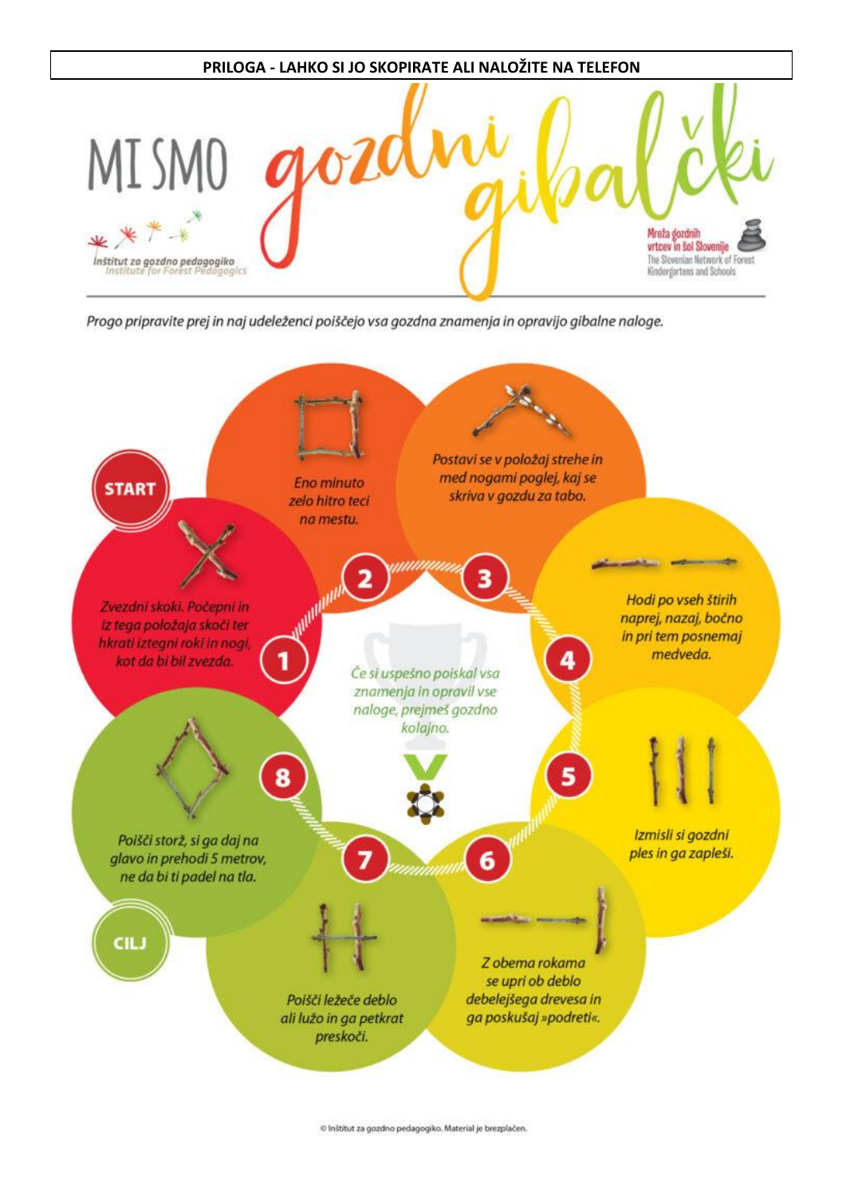**PRILOGA - LAHKO SI JO SKOPIRATE ALI NALOŽITE NA TELEFON**

# MI SMO gozdni gibalčki

Inštitut za gozdno pedagogiko
Institute for Forest Pedagogics

Mreža gozdnih vrtcev in šol Slovenije
The Slovenian Network of Forest Kindergartens and Schools

*Progo pripravite prej in naj udeleženci poiščejo vsa gozdna znamenja in opravijo gibalne naloge.*

**START**

1. *Zvezdni skoki. Počepni in iz tega položaja skoči ter hkrati iztegni roki in nogi, kot da bi bil zvezda.*
2. *Eno minuto zelo hitro teci na mestu.*
3. *Postavi se v položaj strehe in med nogami poglej, kaj se skriva v gozdu za tabo.*
4. *Hodi po vseh štirih naprej, nazaj, bočno in pri tem posnemaj medveda.*
5. *Izmisli si gozdni ples in ga zapleši.*
6. *Z obema rokama se upri ob deblo debelejšega drevesa in ga poskušaj »podreti«.*
7. *Poišči ležeče deblo ali lužo in ga petkrat preskoči.*
8. *Poišči storž, si ga daj na glavo in prehodi 5 metrov, ne da bi ti padel na tla.*

**CILJ**

*Če si uspešno poiskal vsa znamenja in opravil vse naloge, prejmeš gozdno kolajno.*

© Inštitut za gozdno pedagogiko. Material je brezplačen.